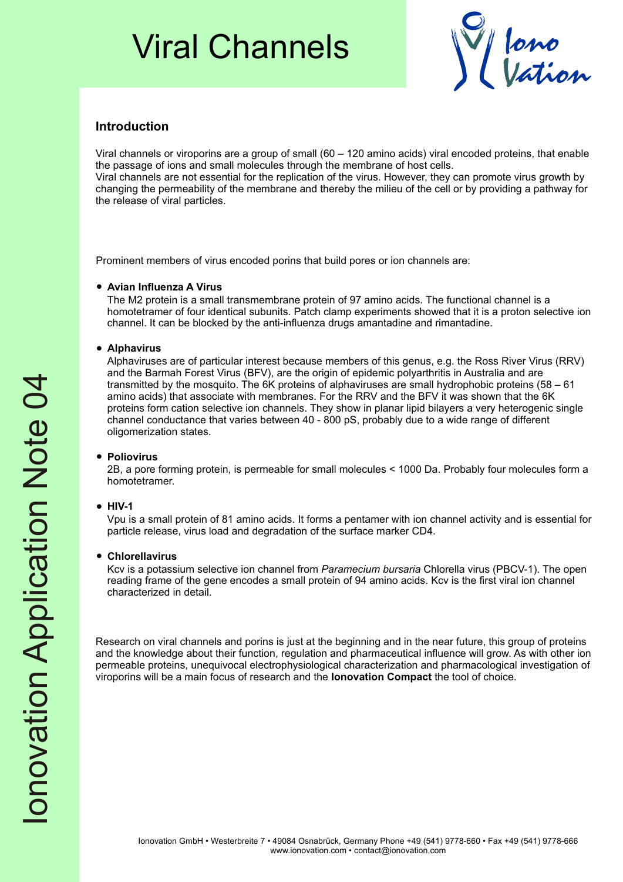# Viral Channels

## Introduction

Viral channels or viroporins are a group of small (60 – 120 amino acids) viral encoded proteins, that enable the passage of ions and small molecules through the membrane of host cells.
Viral channels are not essential for the replication of the virus. However, they can promote virus growth by changing the permeability of the membrane and thereby the milieu of the cell or by providing a pathway for the release of viral particles.

Prominent members of virus encoded porins that build pores or ion channels are:

- **Avian Influenza A Virus**
  The M2 protein is a small transmembrane protein of 97 amino acids. The functional channel is a homotetramer of four identical subunits. Patch clamp experiments showed that it is a proton selective ion channel. It can be blocked by the anti-influenza drugs amantadine and rimantadine.

- **Alphavirus**
  Alphaviruses are of particular interest because members of this genus, e.g. the Ross River Virus (RRV) and the Barmah Forest Virus (BFV), are the origin of epidemic polyarthritis in Australia and are transmitted by the mosquito. The 6K proteins of alphaviruses are small hydrophobic proteins (58 – 61 amino acids) that associate with membranes. For the RRV and the BFV it was shown that the 6K proteins form cation selective ion channels. They show in planar lipid bilayers a very heterogenic single channel conductance that varies between 40 - 800 pS, probably due to a wide range of different oligomerization states.

- **Poliovirus**
  2B, a pore forming protein, is permeable for small molecules < 1000 Da. Probably four molecules form a homotetramer.

- **HIV-1**
  Vpu is a small protein of 81 amino acids. It forms a pentamer with ion channel activity and is essential for particle release, virus load and degradation of the surface marker CD4.

- **Chlorellavirus**
  Kcv is a potassium selective ion channel from *Paramecium bursaria* Chlorella virus (PBCV-1). The open reading frame of the gene encodes a small protein of 94 amino acids. Kcv is the first viral ion channel characterized in detail.

Research on viral channels and porins is just at the beginning and in the near future, this group of proteins and the knowledge about their function, regulation and pharmaceutical influence will grow. As with other ion permeable proteins, unequivocal electrophysiological characterization and pharmacological investigation of viroporins will be a main focus of research and the **Ionovation Compact** the tool of choice.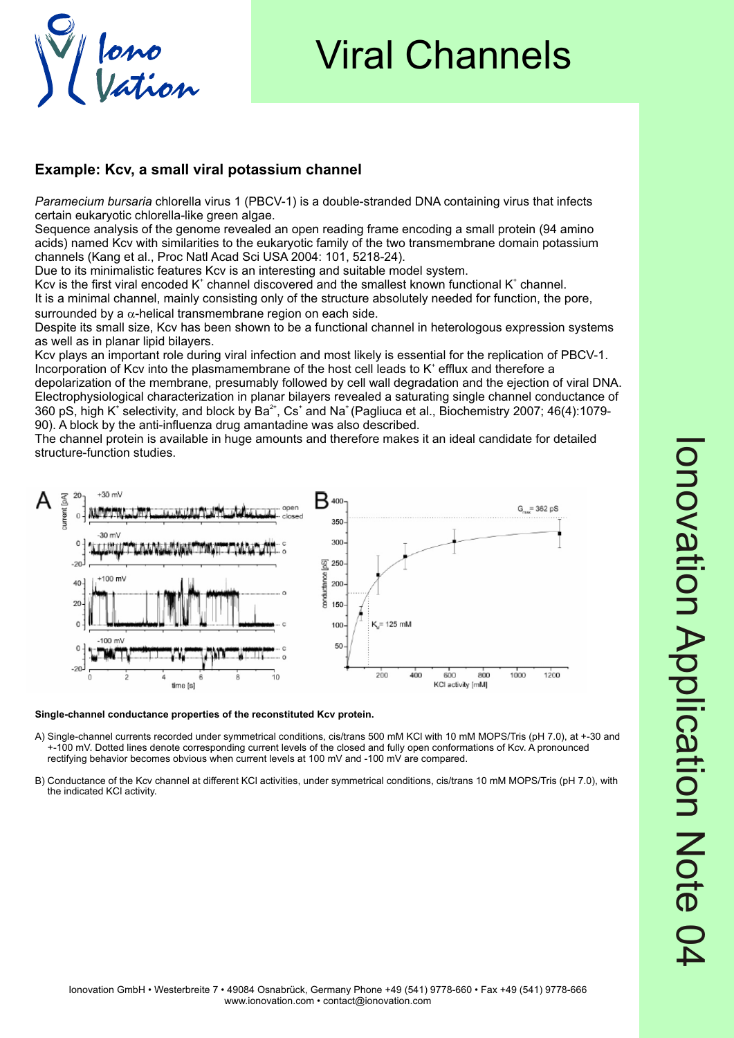# Viral Channels

## Example: Kcv, a small viral potassium channel

*Paramecium bursaria* chlorella virus 1 (PBCV-1) is a double-stranded DNA containing virus that infects certain eukaryotic chlorella-like green algae.
Sequence analysis of the genome revealed an open reading frame encoding a small protein (94 amino acids) named Kcv with similarities to the eukaryotic family of the two transmembrane domain potassium channels (Kang et al., Proc Natl Acad Sci USA 2004: 101, 5218-24).
Due to its minimalistic features Kcv is an interesting and suitable model system.
Kcv is the first viral encoded $K^+$ channel discovered and the smallest known functional $K^+$ channel.
It is a minimal channel, mainly consisting only of the structure absolutely needed for function, the pore, surrounded by a $\alpha$-helical transmembrane region on each side.
Despite its small size, Kcv has been shown to be a functional channel in heterologous expression systems as well as in planar lipid bilayers.
Kcv plays an important role during viral infection and most likely is essential for the replication of PBCV-1. Incorporation of Kcv into the plasmamembrane of the host cell leads to $K^+$ efflux and therefore a depolarization of the membrane, presumably followed by cell wall degradation and the ejection of viral DNA. Electrophysiological characterization in planar bilayers revealed a saturating single channel conductance of 360 pS, high $K^+$ selectivity, and block by $Ba^{2+}$, $Cs^+$ and $Na^+$ (Pagliuca et al., Biochemistry 2007; 46(4):1079-90). A block by the anti-influenza drug amantadine was also described.
The channel protein is available in huge amounts and therefore makes it an ideal candidate for detailed structure-function studies.

A

current [pA]

+30 mV

open
closed

-30 mV

+100 mV

-100 mV

time [s]

B

$G_{max}$ = 362 pS

conductance [pS]

$K_d$ = 125 mM

KCl activity [mM]

**Single-channel conductance properties of the reconstituted Kcv protein.**

A) Single-channel currents recorded under symmetrical conditions, cis/trans 500 mM KCl with 10 mM MOPS/Tris (pH 7.0), at +-30 and +-100 mV. Dotted lines denote corresponding current levels of the closed and fully open conformations of Kcv. A pronounced rectifying behavior becomes obvious when current levels at 100 mV and -100 mV are compared.

B) Conductance of the Kcv channel at different KCl activities, under symmetrical conditions, cis/trans 10 mM MOPS/Tris (pH 7.0), with the indicated KCl activity.

Ionovation GmbH • Westerbreite 7 • 49084 Osnabrück, Germany Phone +49 (541) 9778-660 • Fax +49 (541) 9778-666
www.ionovation.com • contact@ionovation.com